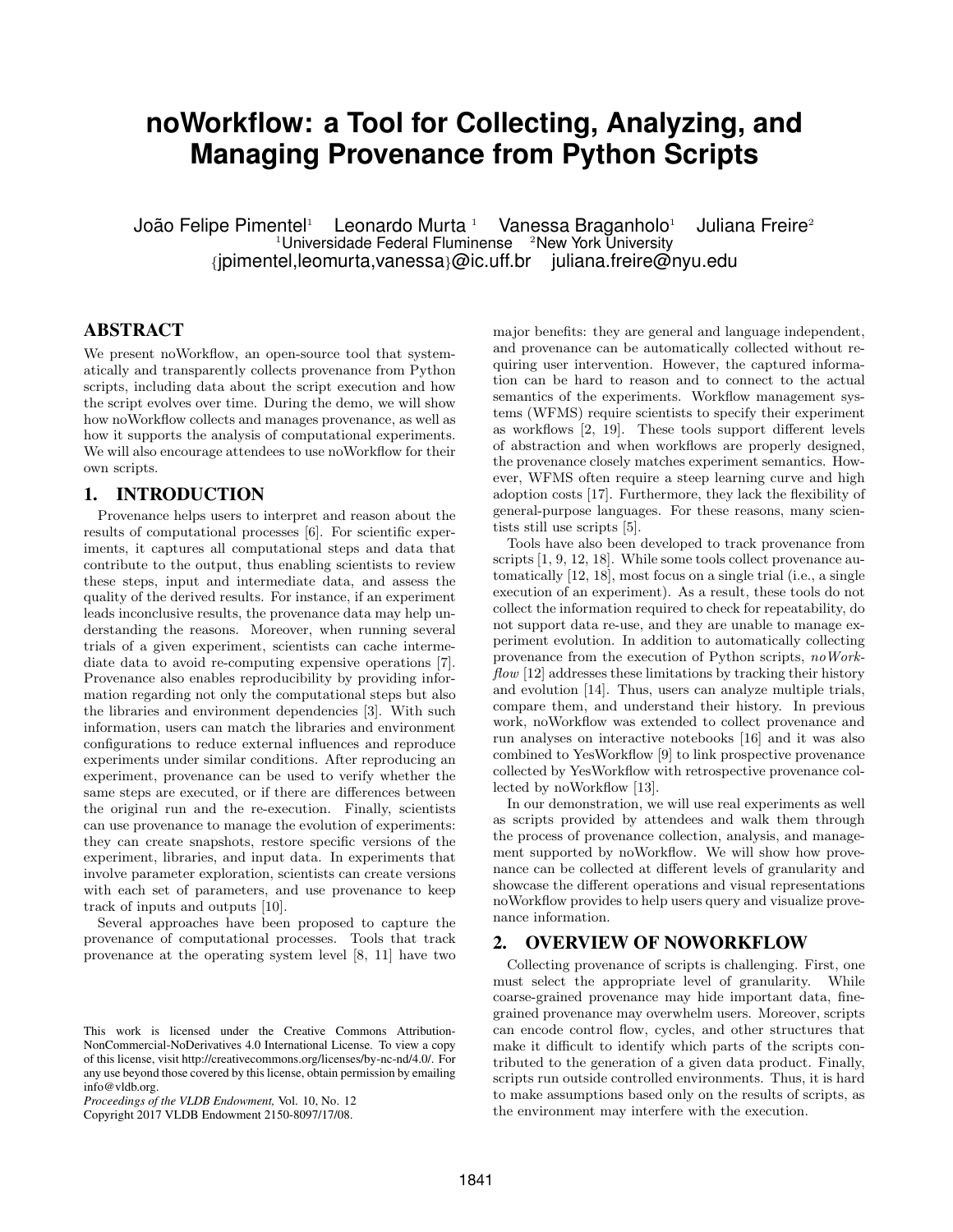# noWorkflow: a Tool for Collecting, Analyzing, and Managing Provenance from Python Scripts

João Felipe Pimentel[1] Leonardo Murta[1] Vanessa Braganholo[1] Juliana Freire[2]

[1]Universidade Federal Fluminense [2]New York University

{jpimentel,leomurta,vanessa}@ic.uff.br juliana.freire@nyu.edu

## ABSTRACT

We present noWorkflow, an open-source tool that systematically and transparently collects provenance from Python scripts, including data about the script execution and how the script evolves over time. During the demo, we will show how noWorkflow collects and manages provenance, as well as how it supports the analysis of computational experiments. We will also encourage attendees to use noWorkflow for their own scripts.

## 1. INTRODUCTION

Provenance helps users to interpret and reason about the results of computational processes [6]. For scientific experiments, it captures all computational steps and data that contribute to the output, thus enabling scientists to review these steps, input and intermediate data, and assess the quality of the derived results. For instance, if an experiment leads inconclusive results, the provenance data may help understanding the reasons. Moreover, when running several trials of a given experiment, scientists can cache intermediate data to avoid re-computing expensive operations [7]. Provenance also enables reproducibility by providing information regarding not only the computational steps but also the libraries and environment dependencies [3]. With such information, users can match the libraries and environment configurations to reduce external influences and reproduce experiments under similar conditions. After reproducing an experiment, provenance can be used to verify whether the same steps are executed, or if there are differences between the original run and the re-execution. Finally, scientists can use provenance to manage the evolution of experiments: they can create snapshots, restore specific versions of the experiment, libraries, and input data. In experiments that involve parameter exploration, scientists can create versions with each set of parameters, and use provenance to keep track of inputs and outputs [10].

Several approaches have been proposed to capture the provenance of computational processes. Tools that track provenance at the operating system level [8, 11] have two major benefits: they are general and language independent, and provenance can be automatically collected without requiring user intervention. However, the captured information can be hard to reason and to connect to the actual semantics of the experiments. Workflow management systems (WFMS) require scientists to specify their experiment as workflows [2, 19]. These tools support different levels of abstraction and when workflows are properly designed, the provenance closely matches experiment semantics. However, WFMS often require a steep learning curve and high adoption costs [17]. Furthermore, they lack the flexibility of general-purpose languages. For these reasons, many scientists still use scripts [5].

Tools have also been developed to track provenance from scripts [1, 9, 12, 18]. While some tools collect provenance automatically [12, 18], most focus on a single trial (i.e., a single execution of an experiment). As a result, these tools do not collect the information required to check for repeatability, do not support data re-use, and they are unable to manage experiment evolution. In addition to automatically collecting provenance from the execution of Python scripts, *noWorkflow* [12] addresses these limitations by tracking their history and evolution [14]. Thus, users can analyze multiple trials, compare them, and understand their history. In previous work, noWorkflow was extended to collect provenance and run analyses on interactive notebooks [16] and it was also combined to YesWorkflow [9] to link prospective provenance collected by YesWorkflow with retrospective provenance collected by noWorkflow [13].

In our demonstration, we will use real experiments as well as scripts provided by attendees and walk them through the process of provenance collection, analysis, and management supported by noWorkflow. We will show how provenance can be collected at different levels of granularity and showcase the different operations and visual representations noWorkflow provides to help users query and visualize provenance information.

## 2. OVERVIEW OF NOWORKFLOW

Collecting provenance of scripts is challenging. First, one must select the appropriate level of granularity. While coarse-grained provenance may hide important data, fine-grained provenance may overwhelm users. Moreover, scripts can encode control flow, cycles, and other structures that make it difficult to identify which parts of the scripts contributed to the generation of a given data product. Finally, scripts run outside controlled environments. Thus, it is hard to make assumptions based only on the results of scripts, as the environment may interfere with the execution.

This work is licensed under the Creative Commons Attribution-NonCommercial-NoDerivatives 4.0 International License. To view a copy of this license, visit http://creativecommons.org/licenses/by-nc-nd/4.0/. For any use beyond those covered by this license, obtain permission by emailing info@vldb.org.

*Proceedings of the VLDB Endowment,* Vol. 10, No. 12

Copyright 2017 VLDB Endowment 2150-8097/17/08.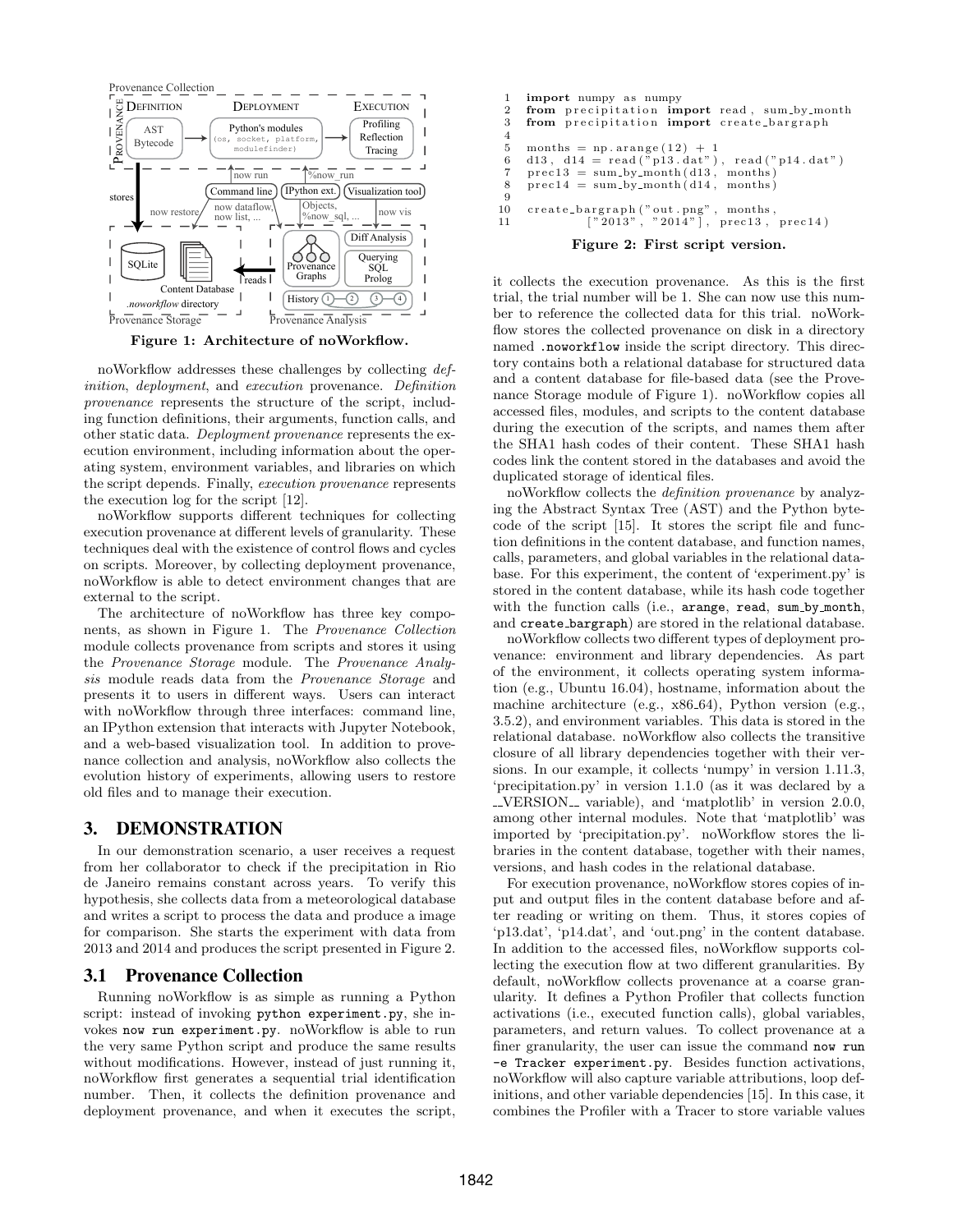Figure 1: Architecture of noWorkflow.

noWorkflow addresses these challenges by collecting *definition*, *deployment*, and *execution* provenance. *Definition provenance* represents the structure of the script, including function definitions, their arguments, function calls, and other static data. *Deployment provenance* represents the execution environment, including information about the operating system, environment variables, and libraries on which the script depends. Finally, *execution provenance* represents the execution log for the script [12].

noWorkflow supports different techniques for collecting execution provenance at different levels of granularity. These techniques deal with the existence of control flows and cycles on scripts. Moreover, by collecting deployment provenance, noWorkflow is able to detect environment changes that are external to the script.

The architecture of noWorkflow has three key components, as shown in Figure 1. The *Provenance Collection* module collects provenance from scripts and stores it using the *Provenance Storage* module. The *Provenance Analysis* module reads data from the *Provenance Storage* and presents it to users in different ways. Users can interact with noWorkflow through three interfaces: command line, an IPython extension that interacts with Jupyter Notebook, and a web-based visualization tool. In addition to provenance collection and analysis, noWorkflow also collects the evolution history of experiments, allowing users to restore old files and to manage their execution.

## 3. DEMONSTRATION

In our demonstration scenario, a user receives a request from her collaborator to check if the precipitation in Rio de Janeiro remains constant across years. To verify this hypothesis, she collects data from a meteorological database and writes a script to process the data and produce a image for comparison. She starts the experiment with data from 2013 and 2014 and produces the script presented in Figure 2.

### 3.1 Provenance Collection

Running noWorkflow is as simple as running a Python script: instead of invoking `python experiment.py`, she invokes `now run experiment.py`. noWorkflow is able to run the very same Python script and produce the same results without modifications. However, instead of just running it, noWorkflow first generates a sequential trial identification number. Then, it collects the definition provenance and deployment provenance, and when it executes the script,

```
1   import numpy as numpy
2   from precipitation import read, sum_by_month
3   from precipitation import create_bargraph
4
5   months = np.arange(12) + 1
6   d13, d14 = read("p13.dat"), read("p14.dat")
7   prec13 = sum_by_month(d13, months)
8   prec14 = sum_by_month(d14, months)
9
10  create_bargraph("out.png", months,
11              ["2013", "2014"], prec13, prec14)
```

Figure 2: First script version.

it collects the execution provenance. As this is the first trial, the trial number will be 1. She can now use this number to reference the collected data for this trial. noWorkflow stores the collected provenance on disk in a directory named `.noworkflow` inside the script directory. This directory contains both a relational database for structured data and a content database for file-based data (see the Provenance Storage module of Figure 1). noWorkflow copies all accessed files, modules, and scripts to the content database during the execution of the scripts, and names them after the SHA1 hash codes of their content. These SHA1 hash codes link the content stored in the databases and avoid the duplicated storage of identical files.

noWorkflow collects the *definition provenance* by analyzing the Abstract Syntax Tree (AST) and the Python bytecode of the script [15]. It stores the script file and function definitions in the content database, and function names, calls, parameters, and global variables in the relational database. For this experiment, the content of 'experiment.py' is stored in the content database, while its hash code together with the function calls (i.e., `arange`, `read`, `sum_by_month`, and `create_bargraph`) are stored in the relational database.

noWorkflow collects two different types of deployment provenance: environment and library dependencies. As part of the environment, it collects operating system information (e.g., Ubuntu 16.04), hostname, information about the machine architecture (e.g., x86_64), Python version (e.g., 3.5.2), and environment variables. This data is stored in the relational database. noWorkflow also collects the transitive closure of all library dependencies together with their versions. In our example, it collects 'numpy' in version 1.11.3, 'precipitation.py' in version 1.1.0 (as it was declared by a __VERSION__ variable), and 'matplotlib' in version 2.0.0, among other internal modules. Note that 'matplotlib' was imported by 'precipitation.py'. noWorkflow stores the libraries in the content database, together with their names, versions, and hash codes in the relational database.

For execution provenance, noWorkflow stores copies of input and output files in the content database before and after reading or writing on them. Thus, it stores copies of 'p13.dat', 'p14.dat', and 'out.png' in the content database. In addition to the accessed files, noWorkflow supports collecting the execution flow at two different granularities. By default, noWorkflow collects provenance at a coarse granularity. It defines a Python Profiler that collects function activations (i.e., executed function calls), global variables, parameters, and return values. To collect provenance at a finer granularity, the user can issue the command `now run -e Tracker experiment.py`. Besides function activations, noWorkflow will also capture variable attributions, loop definitions, and other variable dependencies [15]. In this case, it combines the Profiler with a Tracer to store variable values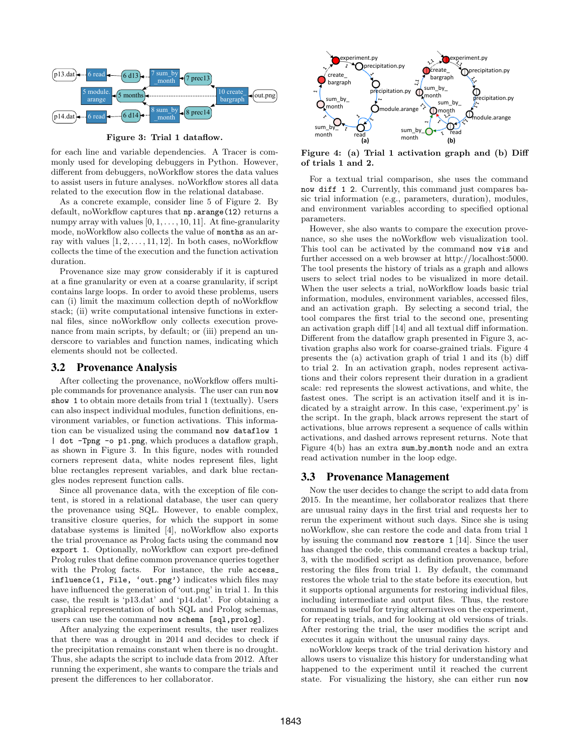**Figure 3: Trial 1 dataflow.**

for each line and variable dependencies. A Tracer is commonly used for developing debuggers in Python. However, different from debuggers, noWorkflow stores the data values to assist users in future analyses. noWorkflow stores all data related to the execution flow in the relational database.

As a concrete example, consider line 5 of Figure 2. By default, noWorkflow captures that `np.arange(12)` returns a numpy array with values $[0, 1, \ldots, 10, 11]$. At fine-granularity mode, noWorkflow also collects the value of `months` as an array with values $[1, 2, \ldots, 11, 12]$. In both cases, noWorkflow collects the time of the execution and the function activation duration.

Provenance size may grow considerably if it is captured at a fine granularity or even at a coarse granularity, if script contains large loops. In order to avoid these problems, users can (i) limit the maximum collection depth of noWorkflow stack; (ii) write computational intensive functions in external files, since noWorkflow only collects execution provenance from main scripts, by default; or (iii) prepend an underscore to variables and function names, indicating which elements should not be collected.

## 3.2 Provenance Analysis

After collecting the provenance, noWorkflow offers multiple commands for provenance analysis. The user can run `now show 1` to obtain more details from trial 1 (textually). Users can also inspect individual modules, function definitions, environment variables, or function activations. This information can be visualized using the command `now dataflow 1 | dot -Tpng -o p1.png`, which produces a dataflow graph, as shown in Figure 3. In this figure, nodes with rounded corners represent data, white nodes represent files, light blue rectangles represent variables, and dark blue rectangles nodes represent function calls.

Since all provenance data, with the exception of file content, is stored in a relational database, the user can query the provenance using SQL. However, to enable complex, transitive closure queries, for which the support in some database systems is limited [4], noWorkflow also exports the trial provenance as Prolog facts using the command `now export 1`. Optionally, noWorkflow can export pre-defined Prolog rules that define common provenance queries together with the Prolog facts. For instance, the rule `access_influence(1, File, 'out.png')` indicates which files may have influenced the generation of 'out.png' in trial 1. In this case, the result is 'p13.dat' and 'p14.dat'. For obtaining a graphical representation of both SQL and Prolog schemas, users can use the command `now schema [sql,prolog]`.

After analyzing the experiment results, the user realizes that there was a drought in 2014 and decides to check if the precipitation remains constant when there is no drought. Thus, she adapts the script to include data from 2012. After running the experiment, she wants to compare the trials and present the differences to her collaborator.

**Figure 4: (a) Trial 1 activation graph and (b) Diff of trials 1 and 2.**

For a textual trial comparison, she uses the command `now diff 1 2`. Currently, this command just compares basic trial information (e.g., parameters, duration), modules, and environment variables according to specified optional parameters.

However, she also wants to compare the execution provenance, so she uses the noWorkflow web visualization tool. This tool can be activated by the command `now vis` and further accessed on a web browser at http://localhost:5000. The tool presents the history of trials as a graph and allows users to select trial nodes to be visualized in more detail. When the user selects a trial, noWorkflow loads basic trial information, modules, environment variables, accessed files, and an activation graph. By selecting a second trial, the tool compares the first trial to the second one, presenting an activation graph diff [14] and all textual diff information. Different from the dataflow graph presented in Figure 3, activation graphs also work for coarse-grained trials. Figure 4 presents the (a) activation graph of trial 1 and its (b) diff to trial 2. In an activation graph, nodes represent activations and their colors represent their duration in a gradient scale: red represents the slowest activations, and white, the fastest ones. The script is an activation itself and it is indicated by a straight arrow. In this case, 'experiment.py' is the script. In the graph, black arrows represent the start of activations, blue arrows represent a sequence of calls within activations, and dashed arrows represent returns. Note that Figure 4(b) has an extra `sum_by_month` node and an extra read activation number in the loop edge.

## 3.3 Provenance Management

Now the user decides to change the script to add data from 2015. In the meantime, her collaborator realizes that there are unusual rainy days in the first trial and requests her to rerun the experiment without such days. Since she is using noWorkflow, she can restore the code and data from trial 1 by issuing the command `now restore 1` [14]. Since the user has changed the code, this command creates a backup trial, 3, with the modified script as definition provenance, before restoring the files from trial 1. By default, the command restores the whole trial to the state before its execution, but it supports optional arguments for restoring individual files, including intermediate and output files. Thus, the restore command is useful for trying alternatives on the experiment, for repeating trials, and for looking at old versions of trials. After restoring the trial, the user modifies the script and executes it again without the unusual rainy days.

noWorklow keeps track of the trial derivation history and allows users to visualize this history for understanding what happened to the experiment until it reached the current state. For visualizing the history, she can either run `now`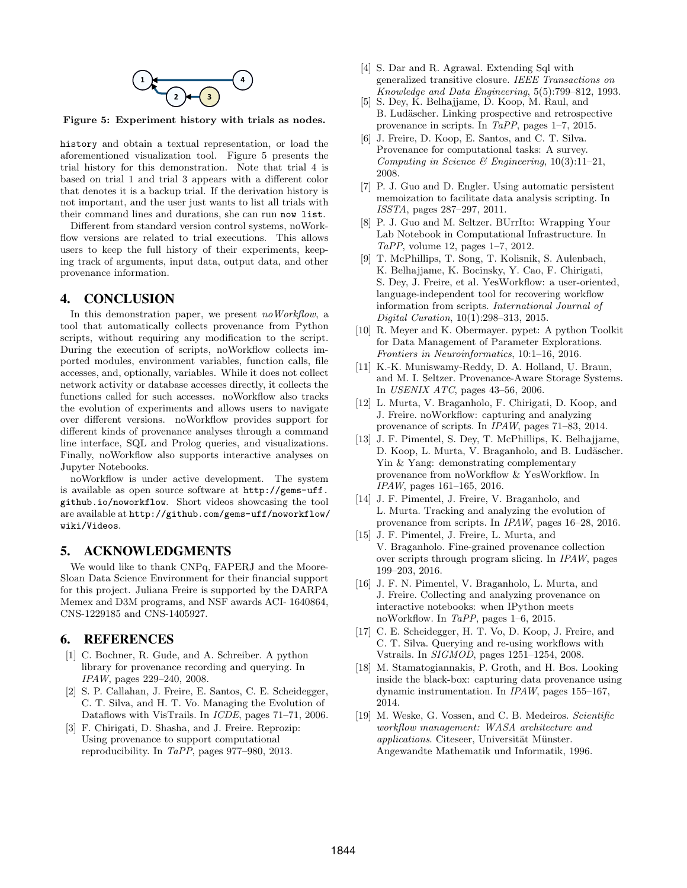1
4
2
3

**Figure 5: Experiment history with trials as nodes.**

history and obtain a textual representation, or load the aforementioned visualization tool. Figure 5 presents the trial history for this demonstration. Note that trial 4 is based on trial 1 and trial 3 appears with a different color that denotes it is a backup trial. If the derivation history is not important, and the user just wants to list all trials with their command lines and durations, she can run `now list`.

Different from standard version control systems, noWorkflow versions are related to trial executions. This allows users to keep the full history of their experiments, keeping track of arguments, input data, output data, and other provenance information.

## 4. CONCLUSION

In this demonstration paper, we present *noWorkflow*, a tool that automatically collects provenance from Python scripts, without requiring any modification to the script. During the execution of scripts, noWorkflow collects imported modules, environment variables, function calls, file accesses, and, optionally, variables. While it does not collect network activity or database accesses directly, it collects the functions called for such accesses. noWorkflow also tracks the evolution of experiments and allows users to navigate over different versions. noWorkflow provides support for different kinds of provenance analyses through a command line interface, SQL and Prolog queries, and visualizations. Finally, noWorkflow also supports interactive analyses on Jupyter Notebooks.

noWorkflow is under active development. The system is available as open source software at `http://gems-uff.github.io/noworkflow`. Short videos showcasing the tool are available at `http://github.com/gems-uff/noworkflow/wiki/Videos`.

## 5. ACKNOWLEDGMENTS

We would like to thank CNPq, FAPERJ and the Moore-Sloan Data Science Environment for their financial support for this project. Juliana Freire is supported by the DARPA Memex and D3M programs, and NSF awards ACI- 1640864, CNS-1229185 and CNS-1405927.

## 6. REFERENCES

[1] C. Bochner, R. Gude, and A. Schreiber. A python library for provenance recording and querying. In *IPAW*, pages 229–240, 2008.

[2] S. P. Callahan, J. Freire, E. Santos, C. E. Scheidegger, C. T. Silva, and H. T. Vo. Managing the Evolution of Dataflows with VisTrails. In *ICDE*, pages 71–71, 2006.

[3] F. Chirigati, D. Shasha, and J. Freire. Reprozip: Using provenance to support computational reproducibility. In *TaPP*, pages 977–980, 2013.

[4] S. Dar and R. Agrawal. Extending Sql with generalized transitive closure. *IEEE Transactions on Knowledge and Data Engineering*, 5(5):799–812, 1993.

[5] S. Dey, K. Belhajjame, D. Koop, M. Raul, and B. Ludäscher. Linking prospective and retrospective provenance in scripts. In *TaPP*, pages 1–7, 2015.

[6] J. Freire, D. Koop, E. Santos, and C. T. Silva. Provenance for computational tasks: A survey. *Computing in Science & Engineering*, 10(3):11–21, 2008.

[7] P. J. Guo and D. Engler. Using automatic persistent memoization to facilitate data analysis scripting. In *ISSTA*, pages 287–297, 2011.

[8] P. J. Guo and M. Seltzer. BUrrIto: Wrapping Your Lab Notebook in Computational Infrastructure. In *TaPP*, volume 12, pages 1–7, 2012.

[9] T. McPhillips, T. Song, T. Kolisnik, S. Aulenbach, K. Belhajjame, K. Bocinsky, Y. Cao, F. Chirigati, S. Dey, J. Freire, et al. YesWorkflow: a user-oriented, language-independent tool for recovering workflow information from scripts. *International Journal of Digital Curation*, 10(1):298–313, 2015.

[10] R. Meyer and K. Obermayer. pypet: A python Toolkit for Data Management of Parameter Explorations. *Frontiers in Neuroinformatics*, 10:1–16, 2016.

[11] K.-K. Muniswamy-Reddy, D. A. Holland, U. Braun, and M. I. Seltzer. Provenance-Aware Storage Systems. In *USENIX ATC*, pages 43–56, 2006.

[12] L. Murta, V. Braganholo, F. Chirigati, D. Koop, and J. Freire. noWorkflow: capturing and analyzing provenance of scripts. In *IPAW*, pages 71–83, 2014.

[13] J. F. Pimentel, S. Dey, T. McPhillips, K. Belhajjame, D. Koop, L. Murta, V. Braganholo, and B. Ludäscher. Yin & Yang: demonstrating complementary provenance from noWorkflow & YesWorkflow. In *IPAW*, pages 161–165, 2016.

[14] J. F. Pimentel, J. Freire, V. Braganholo, and L. Murta. Tracking and analyzing the evolution of provenance from scripts. In *IPAW*, pages 16–28, 2016.

[15] J. F. Pimentel, J. Freire, L. Murta, and V. Braganholo. Fine-grained provenance collection over scripts through program slicing. In *IPAW*, pages 199–203, 2016.

[16] J. F. N. Pimentel, V. Braganholo, L. Murta, and J. Freire. Collecting and analyzing provenance on interactive notebooks: when IPython meets noWorkflow. In *TaPP*, pages 1–6, 2015.

[17] C. E. Scheidegger, H. T. Vo, D. Koop, J. Freire, and C. T. Silva. Querying and re-using workflows with Vstrails. In *SIGMOD*, pages 1251–1254, 2008.

[18] M. Stamatogiannakis, P. Groth, and H. Bos. Looking inside the black-box: capturing data provenance using dynamic instrumentation. In *IPAW*, pages 155–167, 2014.

[19] M. Weske, G. Vossen, and C. B. Medeiros. *Scientific workflow management: WASA architecture and applications*. Citeseer, Universität Münster. Angewandte Mathematik und Informatik, 1996.